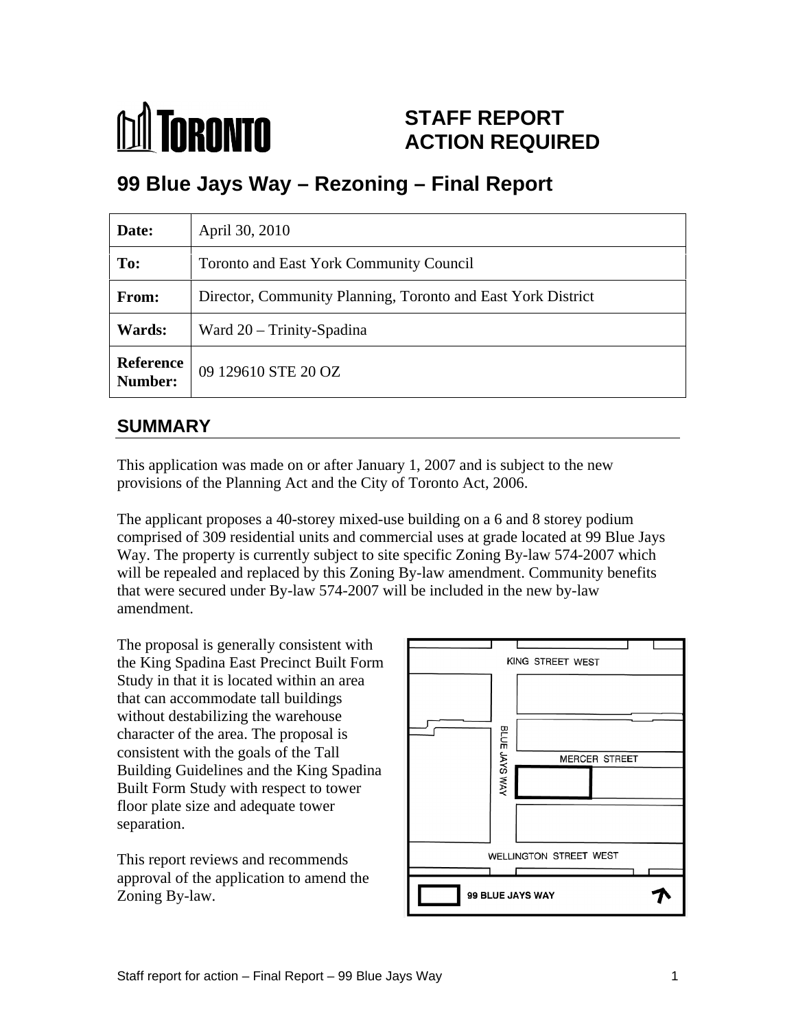# STAFF REPORT ACTION REQUIRED

## 99 Blue Jays Way – Rezoning – Final Report

| **Date:** | April 30, 2010 |
|---|---|
| **To:** | Toronto and East York Community Council |
| **From:** | Director, Community Planning, Toronto and East York District |
| **Wards:** | Ward 20 – Trinity-Spadina |
| **Reference Number:** | 09 129610 STE 20 OZ |

## SUMMARY

This application was made on or after January 1, 2007 and is subject to the new provisions of the Planning Act and the City of Toronto Act, 2006.

The applicant proposes a 40-storey mixed-use building on a 6 and 8 storey podium comprised of 309 residential units and commercial uses at grade located at 99 Blue Jays Way. The property is currently subject to site specific Zoning By-law 574-2007 which will be repealed and replaced by this Zoning By-law amendment. Community benefits that were secured under By-law 574-2007 will be included in the new by-law amendment.

The proposal is generally consistent with the King Spadina East Precinct Built Form Study in that it is located within an area that can accommodate tall buildings without destabilizing the warehouse character of the area. The proposal is consistent with the goals of the Tall Building Guidelines and the King Spadina Built Form Study with respect to tower floor plate size and adequate tower separation.

This report reviews and recommends approval of the application to amend the Zoning By-law.

KING STREET WEST

BLUE JAYS WAY

MERCER STREET

WELLINGTON STREET WEST

99 BLUE JAYS WAY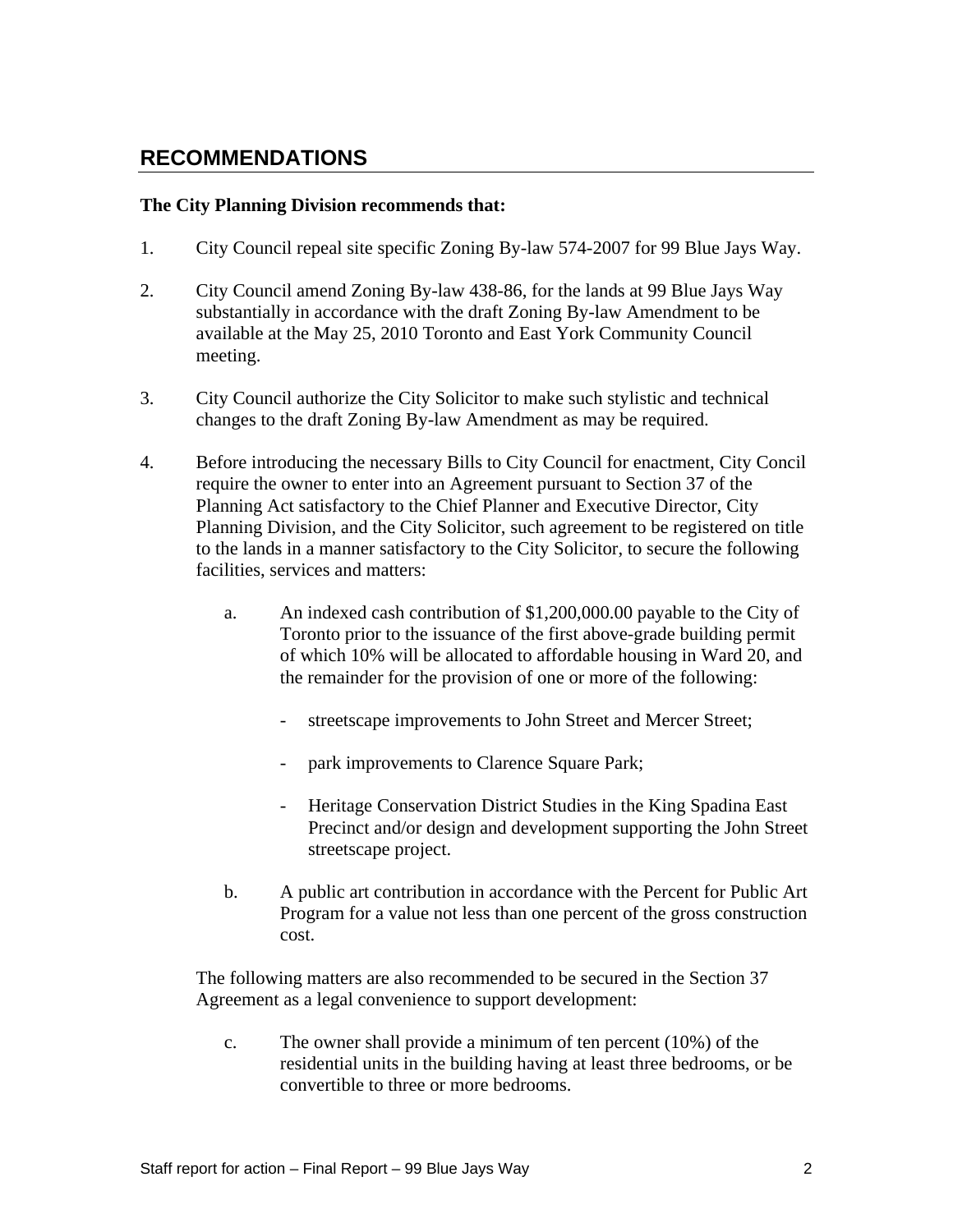## RECOMMENDATIONS

**The City Planning Division recommends that:**

1. City Council repeal site specific Zoning By-law 574-2007 for 99 Blue Jays Way.

2. City Council amend Zoning By-law 438-86, for the lands at 99 Blue Jays Way substantially in accordance with the draft Zoning By-law Amendment to be available at the May 25, 2010 Toronto and East York Community Council meeting.

3. City Council authorize the City Solicitor to make such stylistic and technical changes to the draft Zoning By-law Amendment as may be required.

4. Before introducing the necessary Bills to City Council for enactment, City Concil require the owner to enter into an Agreement pursuant to Section 37 of the Planning Act satisfactory to the Chief Planner and Executive Director, City Planning Division, and the City Solicitor, such agreement to be registered on title to the lands in a manner satisfactory to the City Solicitor, to secure the following facilities, services and matters:

   a. An indexed cash contribution of $1,200,000.00 payable to the City of Toronto prior to the issuance of the first above-grade building permit of which 10% will be allocated to affordable housing in Ward 20, and the remainder for the provision of one or more of the following:

      - streetscape improvements to John Street and Mercer Street;

      - park improvements to Clarence Square Park;

      - Heritage Conservation District Studies in the King Spadina East Precinct and/or design and development supporting the John Street streetscape project.

   b. A public art contribution in accordance with the Percent for Public Art Program for a value not less than one percent of the gross construction cost.

   The following matters are also recommended to be secured in the Section 37 Agreement as a legal convenience to support development:

   c. The owner shall provide a minimum of ten percent (10%) of the residential units in the building having at least three bedrooms, or be convertible to three or more bedrooms.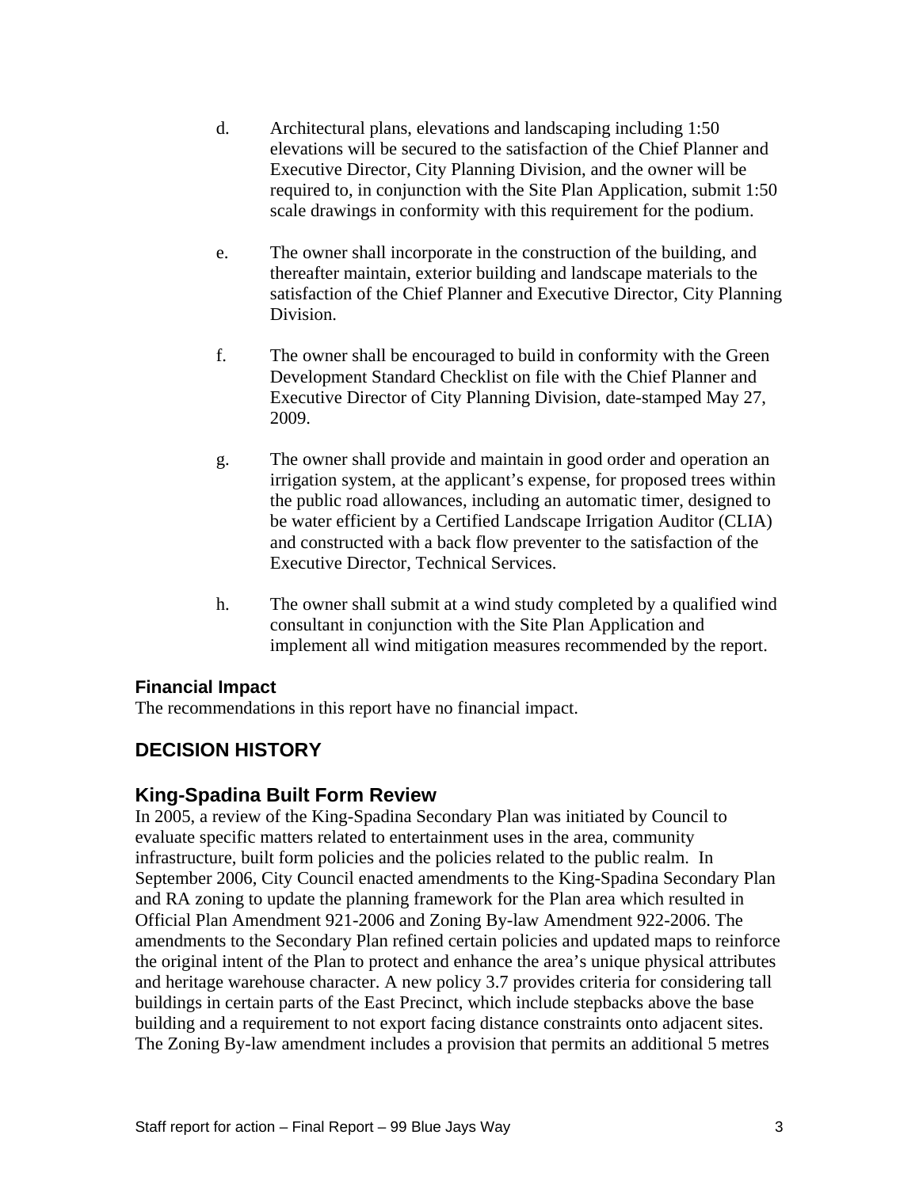d. Architectural plans, elevations and landscaping including 1:50 elevations will be secured to the satisfaction of the Chief Planner and Executive Director, City Planning Division, and the owner will be required to, in conjunction with the Site Plan Application, submit 1:50 scale drawings in conformity with this requirement for the podium.

e. The owner shall incorporate in the construction of the building, and thereafter maintain, exterior building and landscape materials to the satisfaction of the Chief Planner and Executive Director, City Planning Division.

f. The owner shall be encouraged to build in conformity with the Green Development Standard Checklist on file with the Chief Planner and Executive Director of City Planning Division, date-stamped May 27, 2009.

g. The owner shall provide and maintain in good order and operation an irrigation system, at the applicant's expense, for proposed trees within the public road allowances, including an automatic timer, designed to be water efficient by a Certified Landscape Irrigation Auditor (CLIA) and constructed with a back flow preventer to the satisfaction of the Executive Director, Technical Services.

h. The owner shall submit at a wind study completed by a qualified wind consultant in conjunction with the Site Plan Application and implement all wind mitigation measures recommended by the report.

### Financial Impact

The recommendations in this report have no financial impact.

## DECISION HISTORY

## King-Spadina Built Form Review

In 2005, a review of the King-Spadina Secondary Plan was initiated by Council to evaluate specific matters related to entertainment uses in the area, community infrastructure, built form policies and the policies related to the public realm. In September 2006, City Council enacted amendments to the King-Spadina Secondary Plan and RA zoning to update the planning framework for the Plan area which resulted in Official Plan Amendment 921-2006 and Zoning By-law Amendment 922-2006. The amendments to the Secondary Plan refined certain policies and updated maps to reinforce the original intent of the Plan to protect and enhance the area's unique physical attributes and heritage warehouse character. A new policy 3.7 provides criteria for considering tall buildings in certain parts of the East Precinct, which include stepbacks above the base building and a requirement to not export facing distance constraints onto adjacent sites. The Zoning By-law amendment includes a provision that permits an additional 5 metres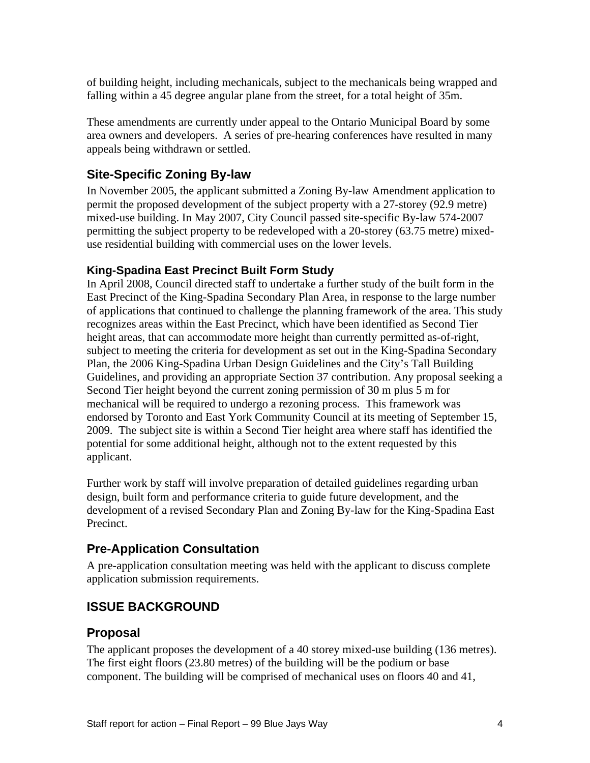of building height, including mechanicals, subject to the mechanicals being wrapped and falling within a 45 degree angular plane from the street, for a total height of 35m.

These amendments are currently under appeal to the Ontario Municipal Board by some area owners and developers. A series of pre-hearing conferences have resulted in many appeals being withdrawn or settled.

## Site-Specific Zoning By-law

In November 2005, the applicant submitted a Zoning By-law Amendment application to permit the proposed development of the subject property with a 27-storey (92.9 metre) mixed-use building. In May 2007, City Council passed site-specific By-law 574-2007 permitting the subject property to be redeveloped with a 20-storey (63.75 metre) mixed-use residential building with commercial uses on the lower levels.

### King-Spadina East Precinct Built Form Study

In April 2008, Council directed staff to undertake a further study of the built form in the East Precinct of the King-Spadina Secondary Plan Area, in response to the large number of applications that continued to challenge the planning framework of the area. This study recognizes areas within the East Precinct, which have been identified as Second Tier height areas, that can accommodate more height than currently permitted as-of-right, subject to meeting the criteria for development as set out in the King-Spadina Secondary Plan, the 2006 King-Spadina Urban Design Guidelines and the City's Tall Building Guidelines, and providing an appropriate Section 37 contribution. Any proposal seeking a Second Tier height beyond the current zoning permission of 30 m plus 5 m for mechanical will be required to undergo a rezoning process. This framework was endorsed by Toronto and East York Community Council at its meeting of September 15, 2009. The subject site is within a Second Tier height area where staff has identified the potential for some additional height, although not to the extent requested by this applicant.

Further work by staff will involve preparation of detailed guidelines regarding urban design, built form and performance criteria to guide future development, and the development of a revised Secondary Plan and Zoning By-law for the King-Spadina East Precinct.

## Pre-Application Consultation

A pre-application consultation meeting was held with the applicant to discuss complete application submission requirements.

## ISSUE BACKGROUND

## Proposal

The applicant proposes the development of a 40 storey mixed-use building (136 metres). The first eight floors (23.80 metres) of the building will be the podium or base component. The building will be comprised of mechanical uses on floors 40 and 41,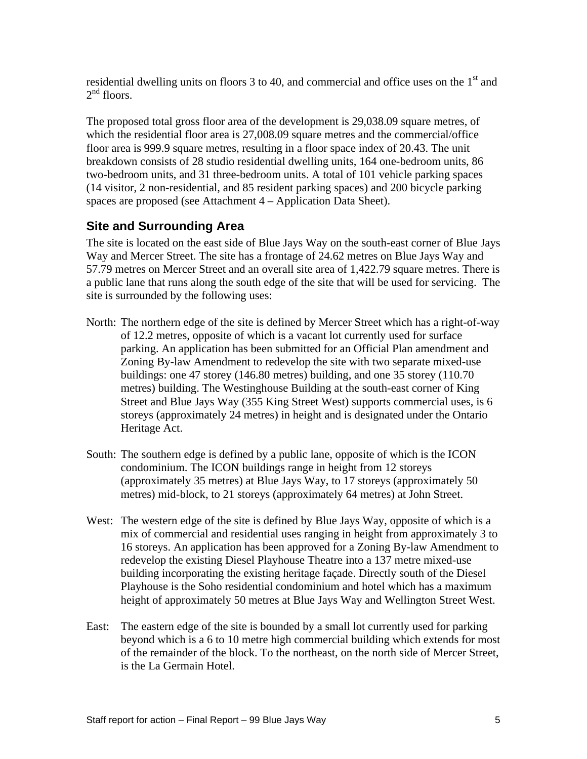residential dwelling units on floors 3 to 40, and commercial and office uses on the 1st and 2nd floors.

The proposed total gross floor area of the development is 29,038.09 square metres, of which the residential floor area is 27,008.09 square metres and the commercial/office floor area is 999.9 square metres, resulting in a floor space index of 20.43. The unit breakdown consists of 28 studio residential dwelling units, 164 one-bedroom units, 86 two-bedroom units, and 31 three-bedroom units. A total of 101 vehicle parking spaces (14 visitor, 2 non-residential, and 85 resident parking spaces) and 200 bicycle parking spaces are proposed (see Attachment 4 – Application Data Sheet).

## Site and Surrounding Area

The site is located on the east side of Blue Jays Way on the south-east corner of Blue Jays Way and Mercer Street. The site has a frontage of 24.62 metres on Blue Jays Way and 57.79 metres on Mercer Street and an overall site area of 1,422.79 square metres. There is a public lane that runs along the south edge of the site that will be used for servicing. The site is surrounded by the following uses:

North: The northern edge of the site is defined by Mercer Street which has a right-of-way of 12.2 metres, opposite of which is a vacant lot currently used for surface parking. An application has been submitted for an Official Plan amendment and Zoning By-law Amendment to redevelop the site with two separate mixed-use buildings: one 47 storey (146.80 metres) building, and one 35 storey (110.70 metres) building. The Westinghouse Building at the south-east corner of King Street and Blue Jays Way (355 King Street West) supports commercial uses, is 6 storeys (approximately 24 metres) in height and is designated under the Ontario Heritage Act.

South: The southern edge is defined by a public lane, opposite of which is the ICON condominium. The ICON buildings range in height from 12 storeys (approximately 35 metres) at Blue Jays Way, to 17 storeys (approximately 50 metres) mid-block, to 21 storeys (approximately 64 metres) at John Street.

West: The western edge of the site is defined by Blue Jays Way, opposite of which is a mix of commercial and residential uses ranging in height from approximately 3 to 16 storeys. An application has been approved for a Zoning By-law Amendment to redevelop the existing Diesel Playhouse Theatre into a 137 metre mixed-use building incorporating the existing heritage façade. Directly south of the Diesel Playhouse is the Soho residential condominium and hotel which has a maximum height of approximately 50 metres at Blue Jays Way and Wellington Street West.

East: The eastern edge of the site is bounded by a small lot currently used for parking beyond which is a 6 to 10 metre high commercial building which extends for most of the remainder of the block. To the northeast, on the north side of Mercer Street, is the La Germain Hotel.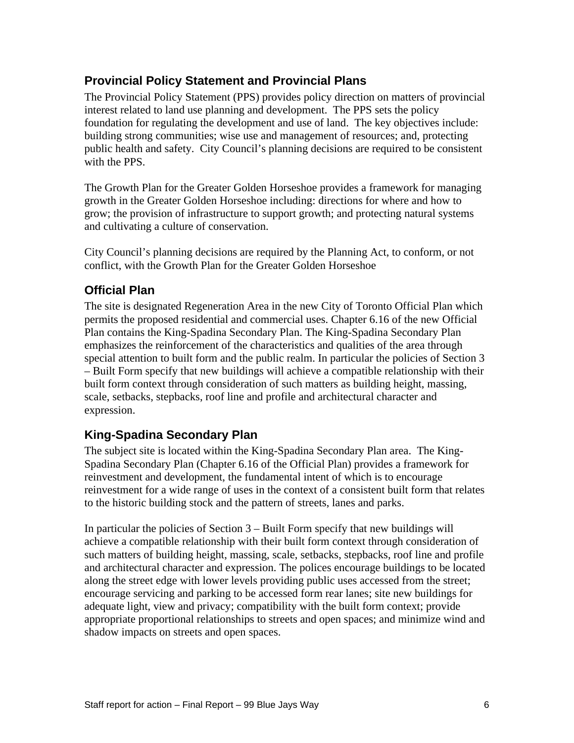## Provincial Policy Statement and Provincial Plans

The Provincial Policy Statement (PPS) provides policy direction on matters of provincial interest related to land use planning and development. The PPS sets the policy foundation for regulating the development and use of land. The key objectives include: building strong communities; wise use and management of resources; and, protecting public health and safety. City Council's planning decisions are required to be consistent with the PPS.

The Growth Plan for the Greater Golden Horseshoe provides a framework for managing growth in the Greater Golden Horseshoe including: directions for where and how to grow; the provision of infrastructure to support growth; and protecting natural systems and cultivating a culture of conservation.

City Council's planning decisions are required by the Planning Act, to conform, or not conflict, with the Growth Plan for the Greater Golden Horseshoe

## Official Plan

The site is designated Regeneration Area in the new City of Toronto Official Plan which permits the proposed residential and commercial uses. Chapter 6.16 of the new Official Plan contains the King-Spadina Secondary Plan. The King-Spadina Secondary Plan emphasizes the reinforcement of the characteristics and qualities of the area through special attention to built form and the public realm. In particular the policies of Section 3 – Built Form specify that new buildings will achieve a compatible relationship with their built form context through consideration of such matters as building height, massing, scale, setbacks, stepbacks, roof line and profile and architectural character and expression.

## King-Spadina Secondary Plan

The subject site is located within the King-Spadina Secondary Plan area. The King-Spadina Secondary Plan (Chapter 6.16 of the Official Plan) provides a framework for reinvestment and development, the fundamental intent of which is to encourage reinvestment for a wide range of uses in the context of a consistent built form that relates to the historic building stock and the pattern of streets, lanes and parks.

In particular the policies of Section 3 – Built Form specify that new buildings will achieve a compatible relationship with their built form context through consideration of such matters of building height, massing, scale, setbacks, stepbacks, roof line and profile and architectural character and expression. The polices encourage buildings to be located along the street edge with lower levels providing public uses accessed from the street; encourage servicing and parking to be accessed form rear lanes; site new buildings for adequate light, view and privacy; compatibility with the built form context; provide appropriate proportional relationships to streets and open spaces; and minimize wind and shadow impacts on streets and open spaces.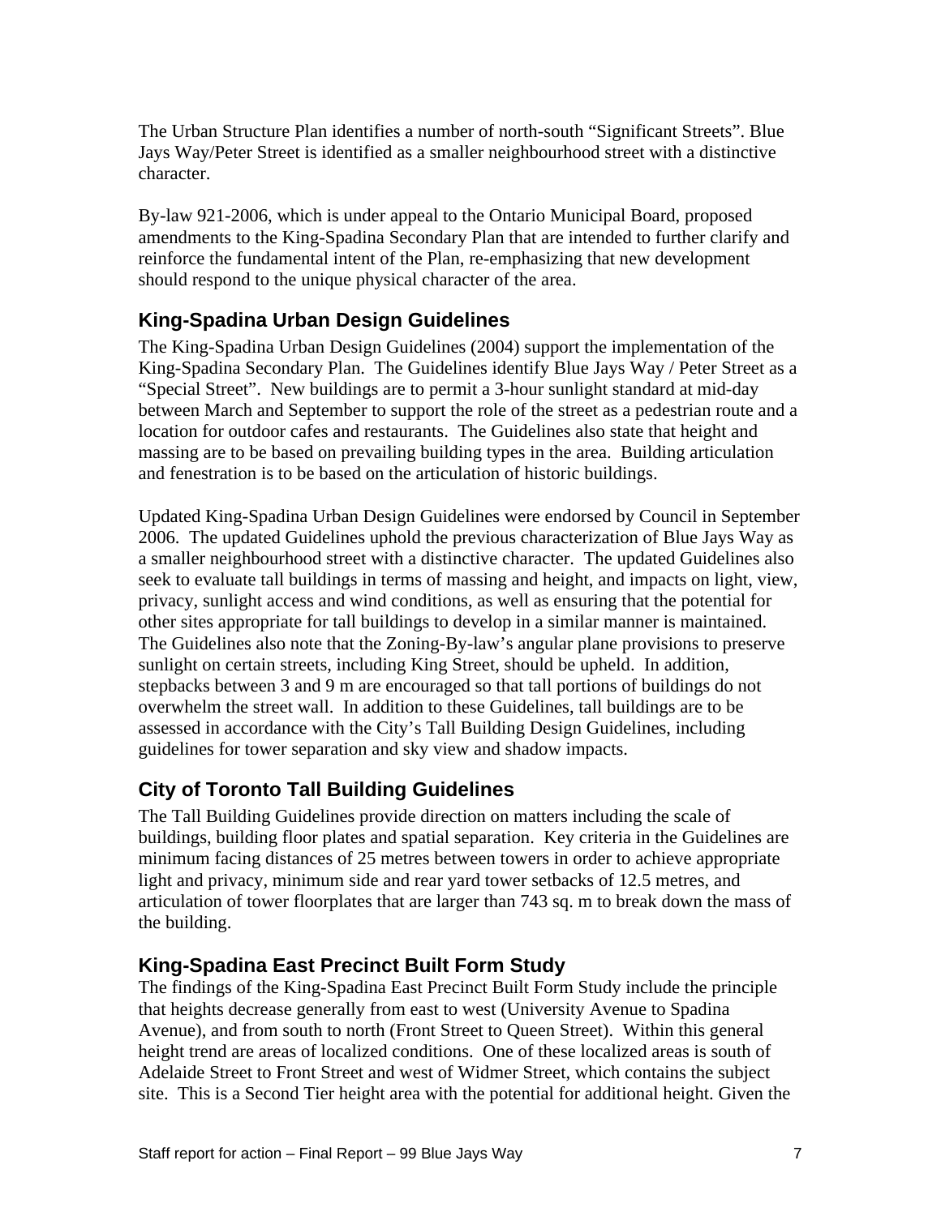The Urban Structure Plan identifies a number of north-south "Significant Streets". Blue Jays Way/Peter Street is identified as a smaller neighbourhood street with a distinctive character.

By-law 921-2006, which is under appeal to the Ontario Municipal Board, proposed amendments to the King-Spadina Secondary Plan that are intended to further clarify and reinforce the fundamental intent of the Plan, re-emphasizing that new development should respond to the unique physical character of the area.

## King-Spadina Urban Design Guidelines

The King-Spadina Urban Design Guidelines (2004) support the implementation of the King-Spadina Secondary Plan. The Guidelines identify Blue Jays Way / Peter Street as a "Special Street". New buildings are to permit a 3-hour sunlight standard at mid-day between March and September to support the role of the street as a pedestrian route and a location for outdoor cafes and restaurants. The Guidelines also state that height and massing are to be based on prevailing building types in the area. Building articulation and fenestration is to be based on the articulation of historic buildings.

Updated King-Spadina Urban Design Guidelines were endorsed by Council in September 2006. The updated Guidelines uphold the previous characterization of Blue Jays Way as a smaller neighbourhood street with a distinctive character. The updated Guidelines also seek to evaluate tall buildings in terms of massing and height, and impacts on light, view, privacy, sunlight access and wind conditions, as well as ensuring that the potential for other sites appropriate for tall buildings to develop in a similar manner is maintained. The Guidelines also note that the Zoning-By-law's angular plane provisions to preserve sunlight on certain streets, including King Street, should be upheld. In addition, stepbacks between 3 and 9 m are encouraged so that tall portions of buildings do not overwhelm the street wall. In addition to these Guidelines, tall buildings are to be assessed in accordance with the City's Tall Building Design Guidelines, including guidelines for tower separation and sky view and shadow impacts.

## City of Toronto Tall Building Guidelines

The Tall Building Guidelines provide direction on matters including the scale of buildings, building floor plates and spatial separation. Key criteria in the Guidelines are minimum facing distances of 25 metres between towers in order to achieve appropriate light and privacy, minimum side and rear yard tower setbacks of 12.5 metres, and articulation of tower floorplates that are larger than 743 sq. m to break down the mass of the building.

## King-Spadina East Precinct Built Form Study

The findings of the King-Spadina East Precinct Built Form Study include the principle that heights decrease generally from east to west (University Avenue to Spadina Avenue), and from south to north (Front Street to Queen Street). Within this general height trend are areas of localized conditions. One of these localized areas is south of Adelaide Street to Front Street and west of Widmer Street, which contains the subject site. This is a Second Tier height area with the potential for additional height. Given the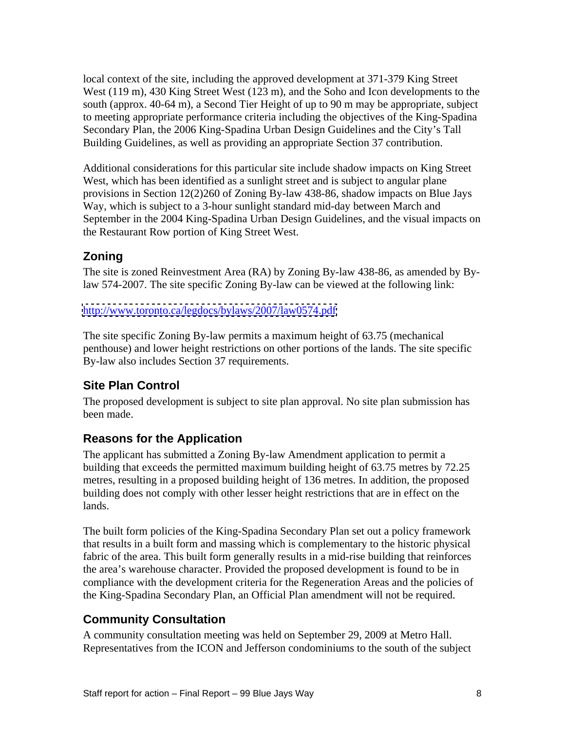local context of the site, including the approved development at 371-379 King Street West (119 m), 430 King Street West (123 m), and the Soho and Icon developments to the south (approx. 40-64 m), a Second Tier Height of up to 90 m may be appropriate, subject to meeting appropriate performance criteria including the objectives of the King-Spadina Secondary Plan, the 2006 King-Spadina Urban Design Guidelines and the City's Tall Building Guidelines, as well as providing an appropriate Section 37 contribution.

Additional considerations for this particular site include shadow impacts on King Street West, which has been identified as a sunlight street and is subject to angular plane provisions in Section 12(2)260 of Zoning By-law 438-86, shadow impacts on Blue Jays Way, which is subject to a 3-hour sunlight standard mid-day between March and September in the 2004 King-Spadina Urban Design Guidelines, and the visual impacts on the Restaurant Row portion of King Street West.

## Zoning

The site is zoned Reinvestment Area (RA) by Zoning By-law 438-86, as amended by By-law 574-2007. The site specific Zoning By-law can be viewed at the following link:

http://www.toronto.ca/legdocs/bylaws/2007/law0574.pdf

The site specific Zoning By-law permits a maximum height of 63.75 (mechanical penthouse) and lower height restrictions on other portions of the lands. The site specific By-law also includes Section 37 requirements.

## Site Plan Control

The proposed development is subject to site plan approval. No site plan submission has been made.

## Reasons for the Application

The applicant has submitted a Zoning By-law Amendment application to permit a building that exceeds the permitted maximum building height of 63.75 metres by 72.25 metres, resulting in a proposed building height of 136 metres. In addition, the proposed building does not comply with other lesser height restrictions that are in effect on the lands.

The built form policies of the King-Spadina Secondary Plan set out a policy framework that results in a built form and massing which is complementary to the historic physical fabric of the area. This built form generally results in a mid-rise building that reinforces the area's warehouse character. Provided the proposed development is found to be in compliance with the development criteria for the Regeneration Areas and the policies of the King-Spadina Secondary Plan, an Official Plan amendment will not be required.

## Community Consultation

A community consultation meeting was held on September 29, 2009 at Metro Hall. Representatives from the ICON and Jefferson condominiums to the south of the subject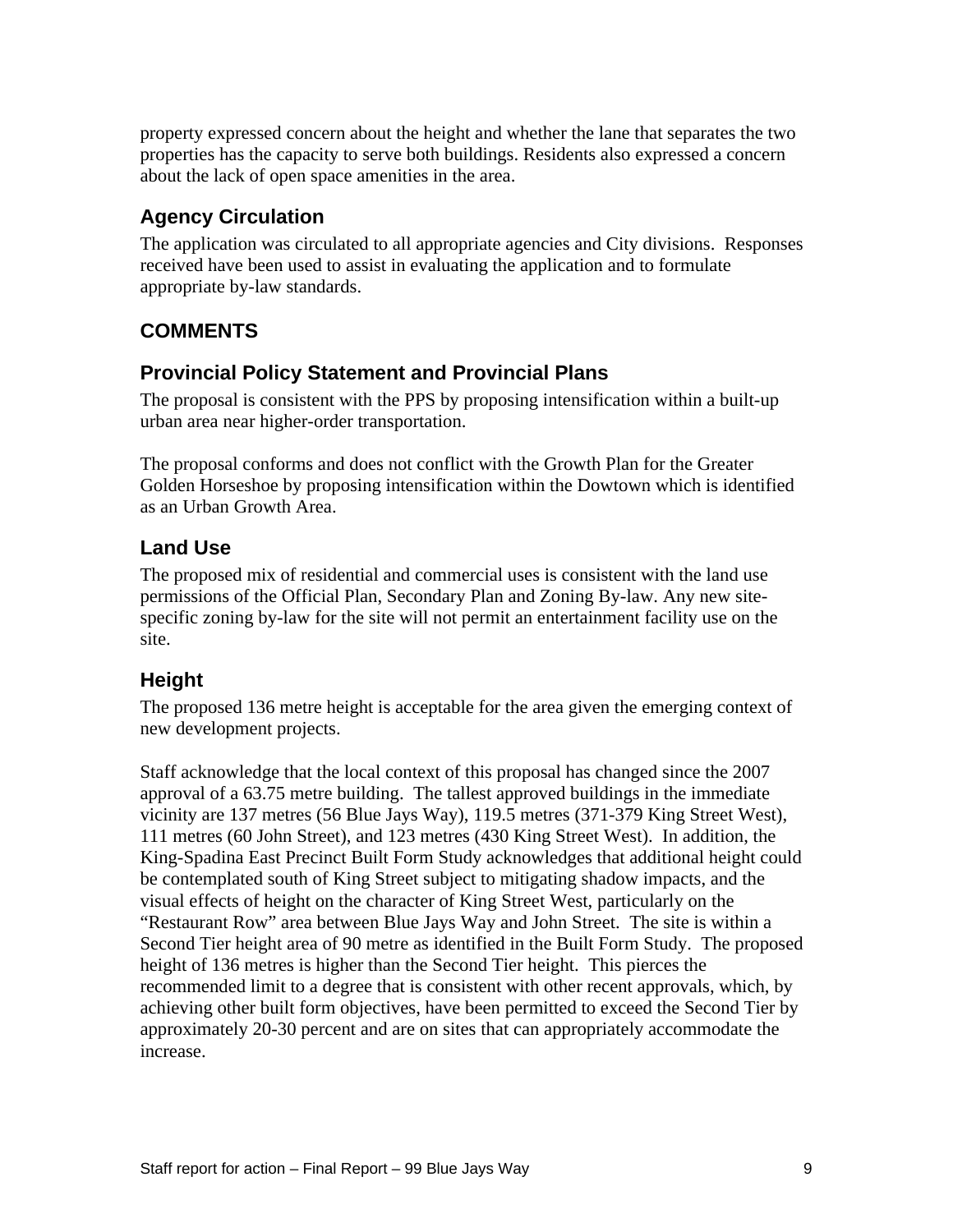property expressed concern about the height and whether the lane that separates the two properties has the capacity to serve both buildings. Residents also expressed a concern about the lack of open space amenities in the area.

### Agency Circulation

The application was circulated to all appropriate agencies and City divisions. Responses received have been used to assist in evaluating the application and to formulate appropriate by-law standards.

## COMMENTS

### Provincial Policy Statement and Provincial Plans

The proposal is consistent with the PPS by proposing intensification within a built-up urban area near higher-order transportation.

The proposal conforms and does not conflict with the Growth Plan for the Greater Golden Horseshoe by proposing intensification within the Dowtown which is identified as an Urban Growth Area.

### Land Use

The proposed mix of residential and commercial uses is consistent with the land use permissions of the Official Plan, Secondary Plan and Zoning By-law. Any new site-specific zoning by-law for the site will not permit an entertainment facility use on the site.

### Height

The proposed 136 metre height is acceptable for the area given the emerging context of new development projects.

Staff acknowledge that the local context of this proposal has changed since the 2007 approval of a 63.75 metre building. The tallest approved buildings in the immediate vicinity are 137 metres (56 Blue Jays Way), 119.5 metres (371-379 King Street West), 111 metres (60 John Street), and 123 metres (430 King Street West). In addition, the King-Spadina East Precinct Built Form Study acknowledges that additional height could be contemplated south of King Street subject to mitigating shadow impacts, and the visual effects of height on the character of King Street West, particularly on the "Restaurant Row" area between Blue Jays Way and John Street. The site is within a Second Tier height area of 90 metre as identified in the Built Form Study. The proposed height of 136 metres is higher than the Second Tier height. This pierces the recommended limit to a degree that is consistent with other recent approvals, which, by achieving other built form objectives, have been permitted to exceed the Second Tier by approximately 20-30 percent and are on sites that can appropriately accommodate the increase.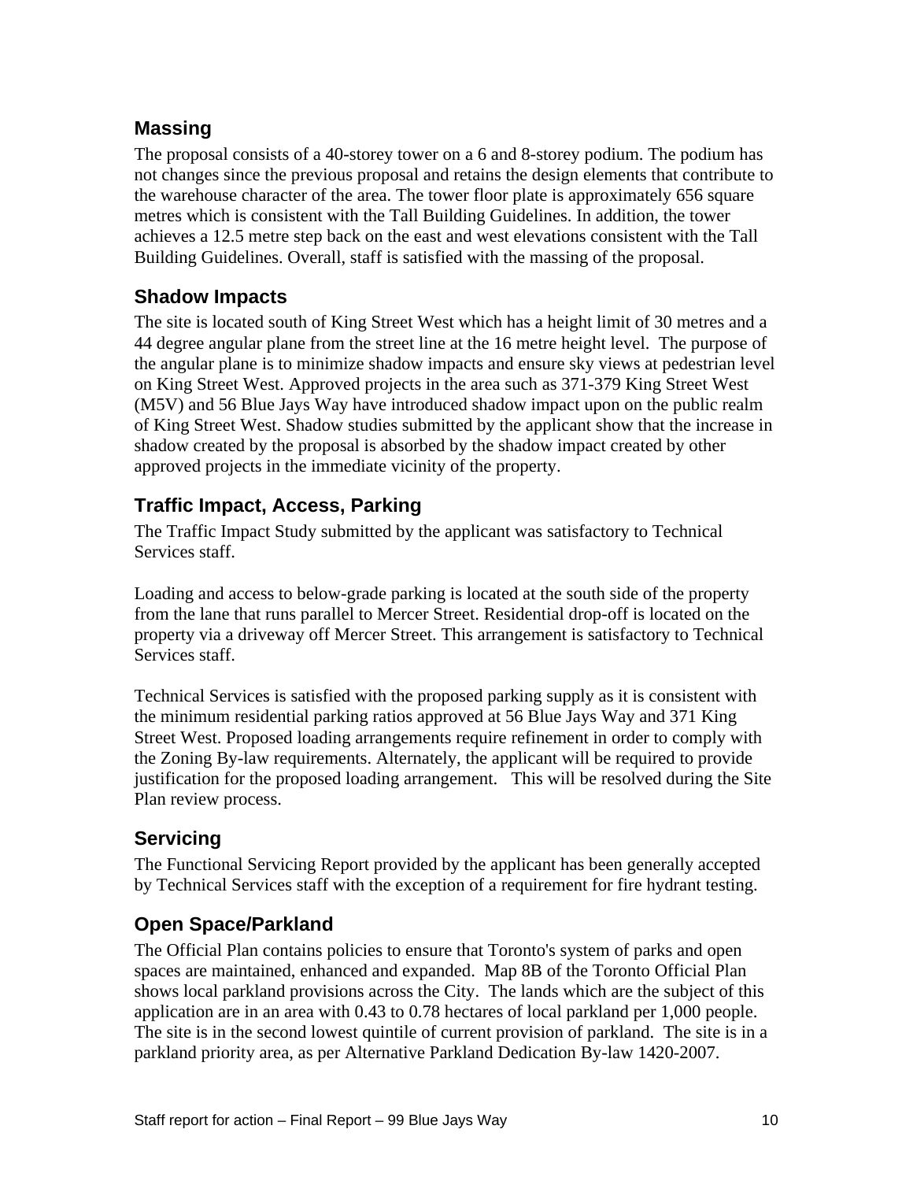## Massing

The proposal consists of a 40-storey tower on a 6 and 8-storey podium. The podium has not changes since the previous proposal and retains the design elements that contribute to the warehouse character of the area. The tower floor plate is approximately 656 square metres which is consistent with the Tall Building Guidelines. In addition, the tower achieves a 12.5 metre step back on the east and west elevations consistent with the Tall Building Guidelines. Overall, staff is satisfied with the massing of the proposal.

## Shadow Impacts

The site is located south of King Street West which has a height limit of 30 metres and a 44 degree angular plane from the street line at the 16 metre height level. The purpose of the angular plane is to minimize shadow impacts and ensure sky views at pedestrian level on King Street West. Approved projects in the area such as 371-379 King Street West (M5V) and 56 Blue Jays Way have introduced shadow impact upon on the public realm of King Street West. Shadow studies submitted by the applicant show that the increase in shadow created by the proposal is absorbed by the shadow impact created by other approved projects in the immediate vicinity of the property.

## Traffic Impact, Access, Parking

The Traffic Impact Study submitted by the applicant was satisfactory to Technical Services staff.

Loading and access to below-grade parking is located at the south side of the property from the lane that runs parallel to Mercer Street. Residential drop-off is located on the property via a driveway off Mercer Street. This arrangement is satisfactory to Technical Services staff.

Technical Services is satisfied with the proposed parking supply as it is consistent with the minimum residential parking ratios approved at 56 Blue Jays Way and 371 King Street West. Proposed loading arrangements require refinement in order to comply with the Zoning By-law requirements. Alternately, the applicant will be required to provide justification for the proposed loading arrangement. This will be resolved during the Site Plan review process.

## Servicing

The Functional Servicing Report provided by the applicant has been generally accepted by Technical Services staff with the exception of a requirement for fire hydrant testing.

## Open Space/Parkland

The Official Plan contains policies to ensure that Toronto's system of parks and open spaces are maintained, enhanced and expanded. Map 8B of the Toronto Official Plan shows local parkland provisions across the City. The lands which are the subject of this application are in an area with 0.43 to 0.78 hectares of local parkland per 1,000 people. The site is in the second lowest quintile of current provision of parkland. The site is in a parkland priority area, as per Alternative Parkland Dedication By-law 1420-2007.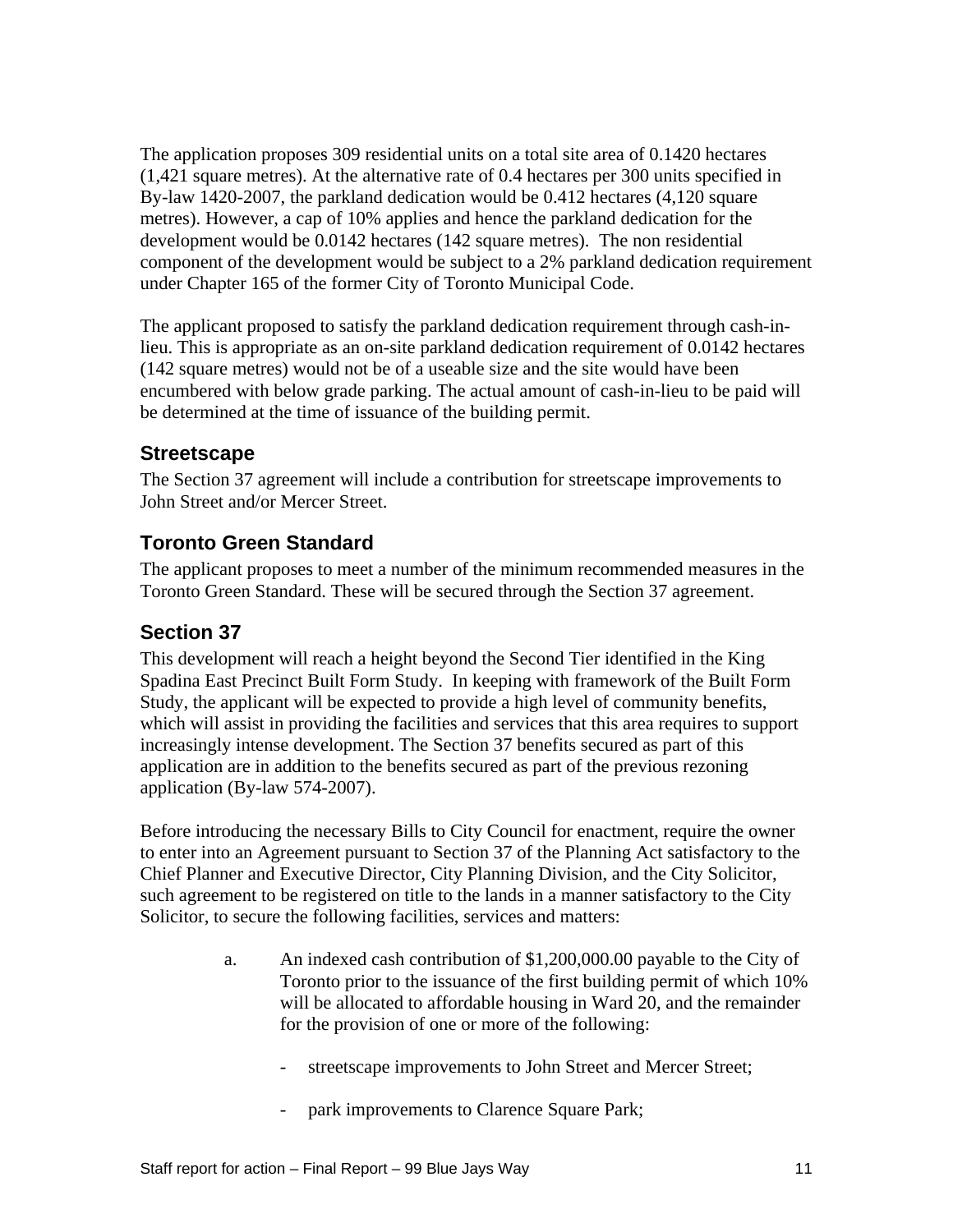The application proposes 309 residential units on a total site area of 0.1420 hectares (1,421 square metres). At the alternative rate of 0.4 hectares per 300 units specified in By-law 1420-2007, the parkland dedication would be 0.412 hectares (4,120 square metres). However, a cap of 10% applies and hence the parkland dedication for the development would be 0.0142 hectares (142 square metres). The non residential component of the development would be subject to a 2% parkland dedication requirement under Chapter 165 of the former City of Toronto Municipal Code.

The applicant proposed to satisfy the parkland dedication requirement through cash-in-lieu. This is appropriate as an on-site parkland dedication requirement of 0.0142 hectares (142 square metres) would not be of a useable size and the site would have been encumbered with below grade parking. The actual amount of cash-in-lieu to be paid will be determined at the time of issuance of the building permit.

## Streetscape

The Section 37 agreement will include a contribution for streetscape improvements to John Street and/or Mercer Street.

## Toronto Green Standard

The applicant proposes to meet a number of the minimum recommended measures in the Toronto Green Standard. These will be secured through the Section 37 agreement.

## Section 37

This development will reach a height beyond the Second Tier identified in the King Spadina East Precinct Built Form Study. In keeping with framework of the Built Form Study, the applicant will be expected to provide a high level of community benefits, which will assist in providing the facilities and services that this area requires to support increasingly intense development. The Section 37 benefits secured as part of this application are in addition to the benefits secured as part of the previous rezoning application (By-law 574-2007).

Before introducing the necessary Bills to City Council for enactment, require the owner to enter into an Agreement pursuant to Section 37 of the Planning Act satisfactory to the Chief Planner and Executive Director, City Planning Division, and the City Solicitor, such agreement to be registered on title to the lands in a manner satisfactory to the City Solicitor, to secure the following facilities, services and matters:

a. An indexed cash contribution of $1,200,000.00 payable to the City of Toronto prior to the issuance of the first building permit of which 10% will be allocated to affordable housing in Ward 20, and the remainder for the provision of one or more of the following:

   - streetscape improvements to John Street and Mercer Street;

   - park improvements to Clarence Square Park;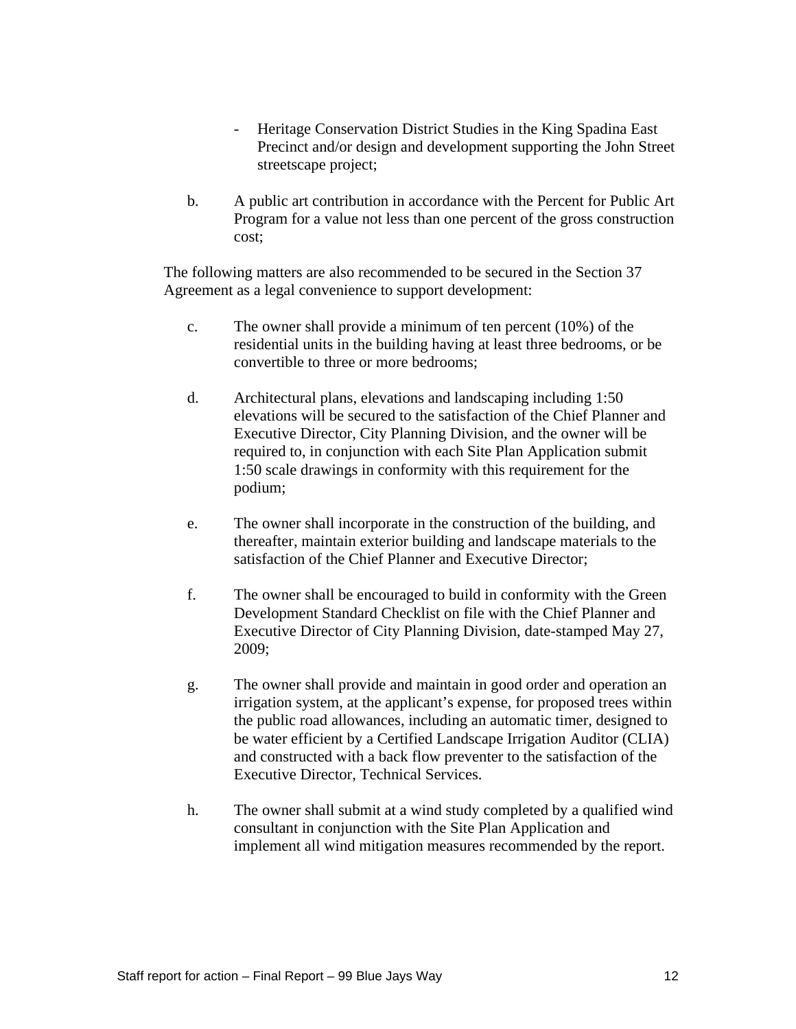- Heritage Conservation District Studies in the King Spadina East Precinct and/or design and development supporting the John Street streetscape project;

b. A public art contribution in accordance with the Percent for Public Art Program for a value not less than one percent of the gross construction cost;

The following matters are also recommended to be secured in the Section 37 Agreement as a legal convenience to support development:

c. The owner shall provide a minimum of ten percent (10%) of the residential units in the building having at least three bedrooms, or be convertible to three or more bedrooms;

d. Architectural plans, elevations and landscaping including 1:50 elevations will be secured to the satisfaction of the Chief Planner and Executive Director, City Planning Division, and the owner will be required to, in conjunction with each Site Plan Application submit 1:50 scale drawings in conformity with this requirement for the podium;

e. The owner shall incorporate in the construction of the building, and thereafter, maintain exterior building and landscape materials to the satisfaction of the Chief Planner and Executive Director;

f. The owner shall be encouraged to build in conformity with the Green Development Standard Checklist on file with the Chief Planner and Executive Director of City Planning Division, date-stamped May 27, 2009;

g. The owner shall provide and maintain in good order and operation an irrigation system, at the applicant's expense, for proposed trees within the public road allowances, including an automatic timer, designed to be water efficient by a Certified Landscape Irrigation Auditor (CLIA) and constructed with a back flow preventer to the satisfaction of the Executive Director, Technical Services.

h. The owner shall submit at a wind study completed by a qualified wind consultant in conjunction with the Site Plan Application and implement all wind mitigation measures recommended by the report.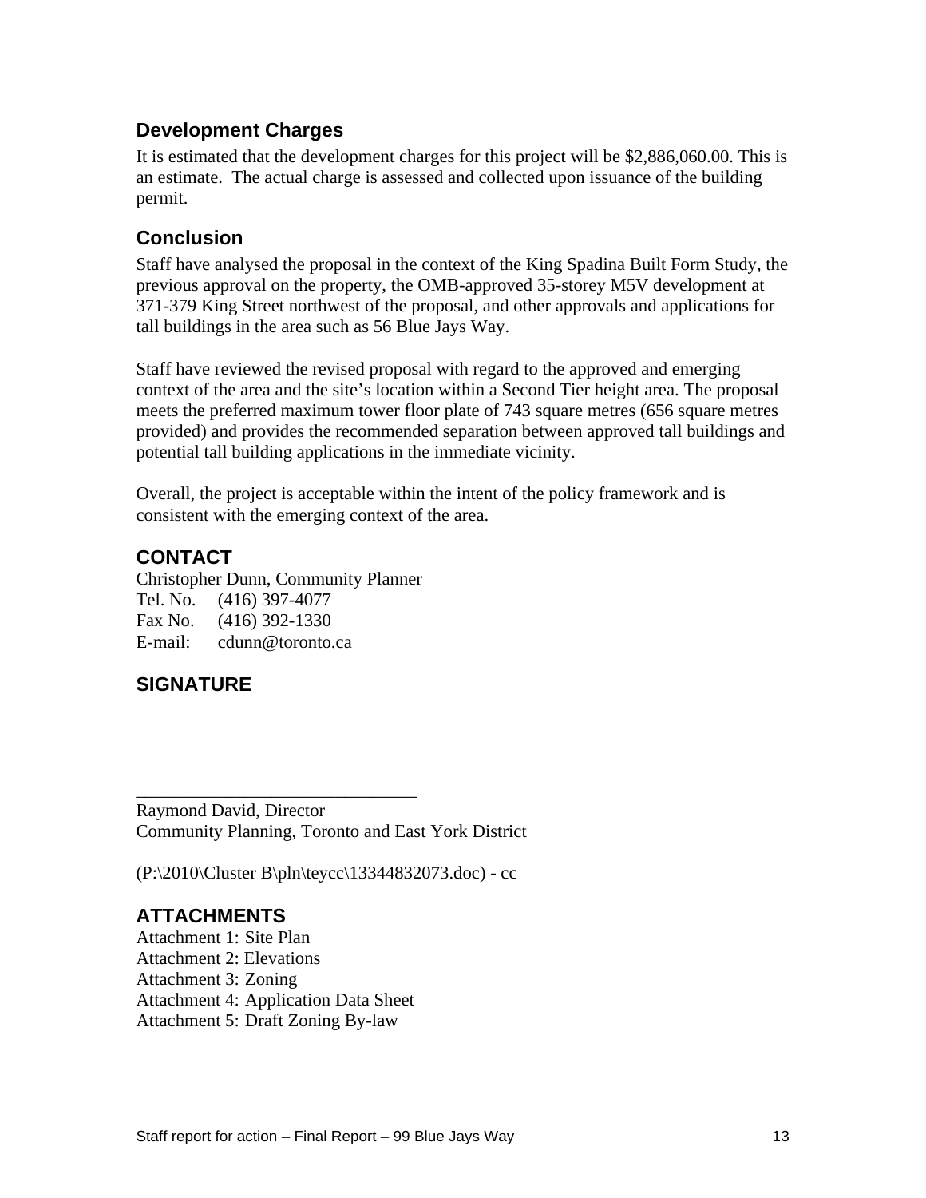## Development Charges

It is estimated that the development charges for this project will be $2,886,060.00. This is an estimate. The actual charge is assessed and collected upon issuance of the building permit.

## Conclusion

Staff have analysed the proposal in the context of the King Spadina Built Form Study, the previous approval on the property, the OMB-approved 35-storey M5V development at 371-379 King Street northwest of the proposal, and other approvals and applications for tall buildings in the area such as 56 Blue Jays Way.

Staff have reviewed the revised proposal with regard to the approved and emerging context of the area and the site's location within a Second Tier height area. The proposal meets the preferred maximum tower floor plate of 743 square metres (656 square metres provided) and provides the recommended separation between approved tall buildings and potential tall building applications in the immediate vicinity.

Overall, the project is acceptable within the intent of the policy framework and is consistent with the emerging context of the area.

## CONTACT

Christopher Dunn, Community Planner
Tel. No. (416) 397-4077
Fax No. (416) 392-1330
E-mail: cdunn@toronto.ca

## SIGNATURE

_______________________________

Raymond David, Director
Community Planning, Toronto and East York District

(P:\2010\Cluster B\pln\teycc\13344832073.doc) - cc

## ATTACHMENTS

Attachment 1: Site Plan
Attachment 2: Elevations
Attachment 3: Zoning
Attachment 4: Application Data Sheet
Attachment 5: Draft Zoning By-law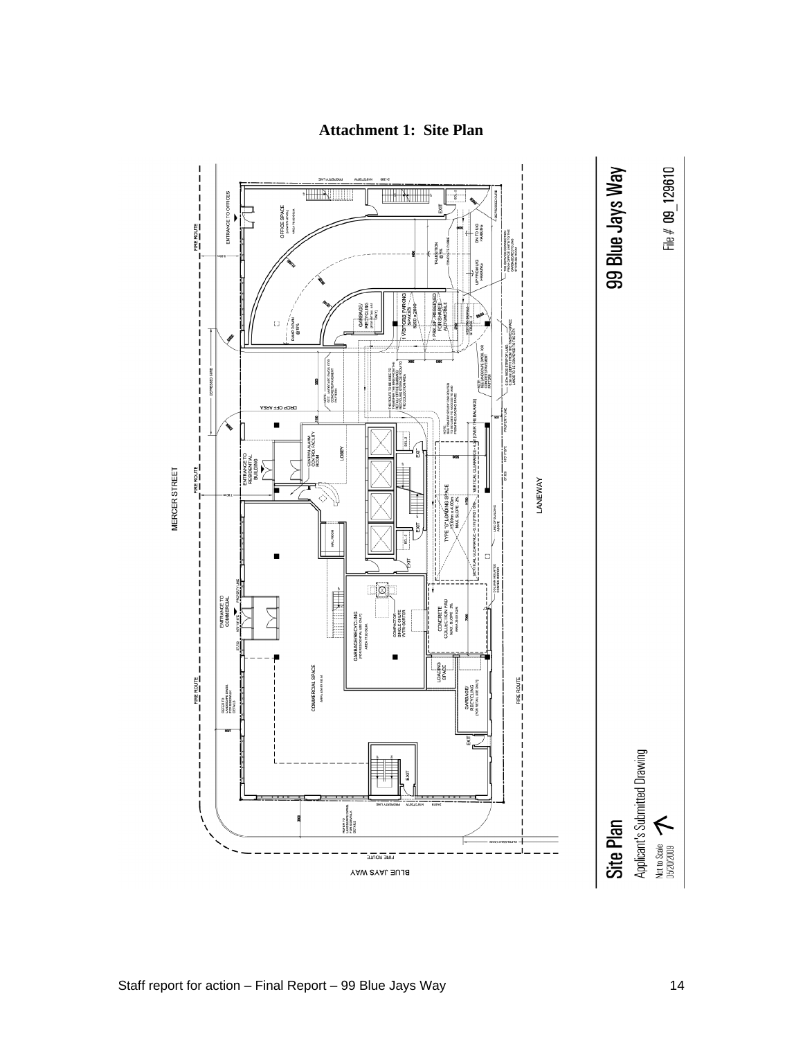# Attachment 1: Site Plan

MERCER STREET

LANEWAY

BLUE JAYS WAY

FIRE ROUTE

ENTRANCE TO OFFICES

OFFICE SPACE

RAMP DOWN

GARBAGE/ RECYCLING

VISITORS PARKING SPACES

1 PARKING RESERVED FOR SHARED AUTOMOBILE

TRANSITION

DN TO U/G PARKING

UP FROM U/G PARKING

DROP OFF AREA

ENTRANCE TO RESIDENTIAL BUILDING

CENTRAL ALARM CONTROL FACILITY ROOM

LOBBY

TYPE 'G' LOADING SPACE

VERTICAL CLEARANCE

ENTRANCE TO COMMERCIAL

COMMERCIAL SPACE

GARBAGE/RECYCLING (FOR RESIDENTIAL USE ONLY)

COMPACTOR

CONCRETE COLLECTION PAD

LOADING SPACE

GARBAGE/ RECYCLING (FOR RETAIL USE ONLY)

EXIT

PROPERTY LINE

**99 Blue Jays Way**

File # 09_129610

**Site Plan**

Applicant's Submitted Drawing

Not to Scale
06/20/2009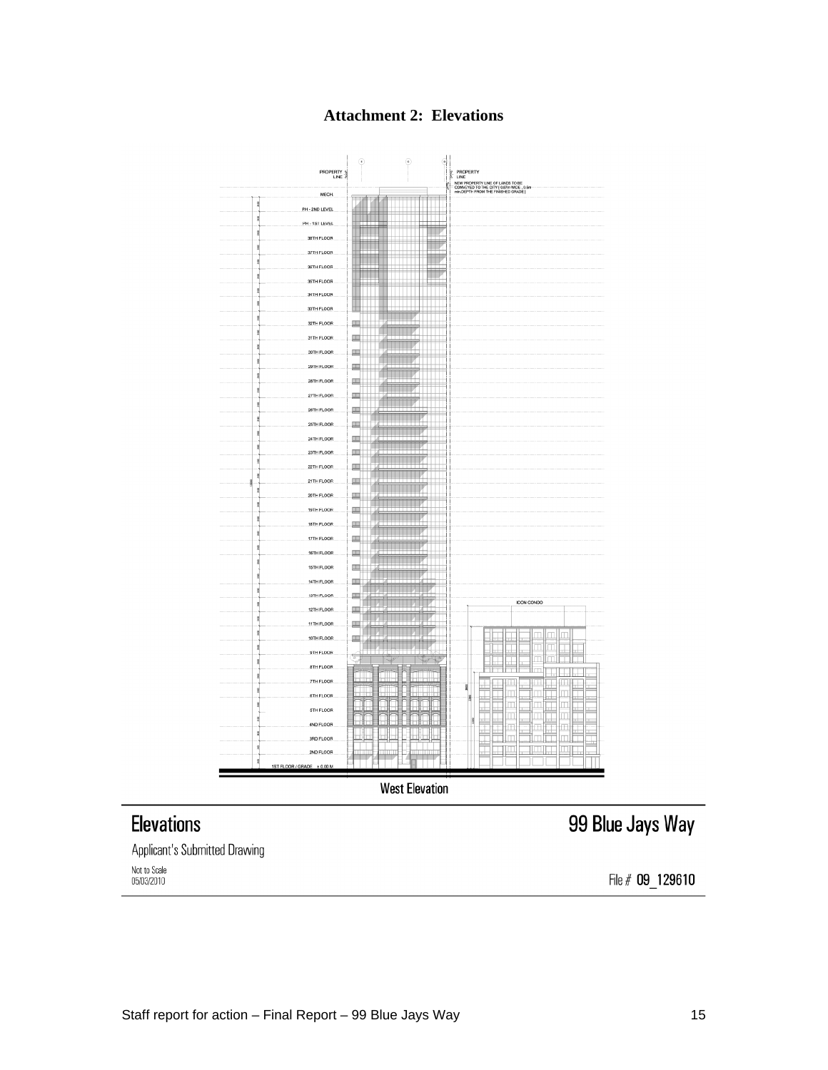**Attachment 2: Elevations**

West Elevation

# Elevations

Applicant's Submitted Drawing

Not to Scale
05/03/2010

# 99 Blue Jays Way

File # **09_129610**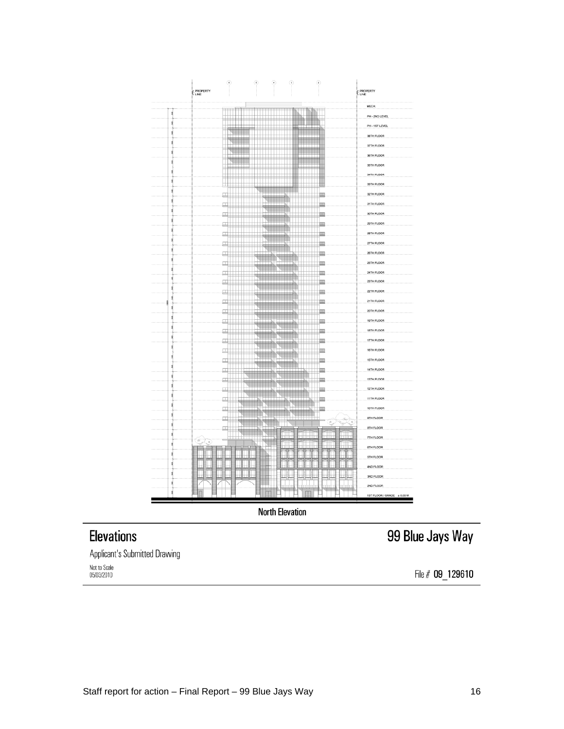North Elevation

## Elevations

## 99 Blue Jays Way

Applicant's Submitted Drawing

Not to Scale
05/03/2010

File # **09_129610**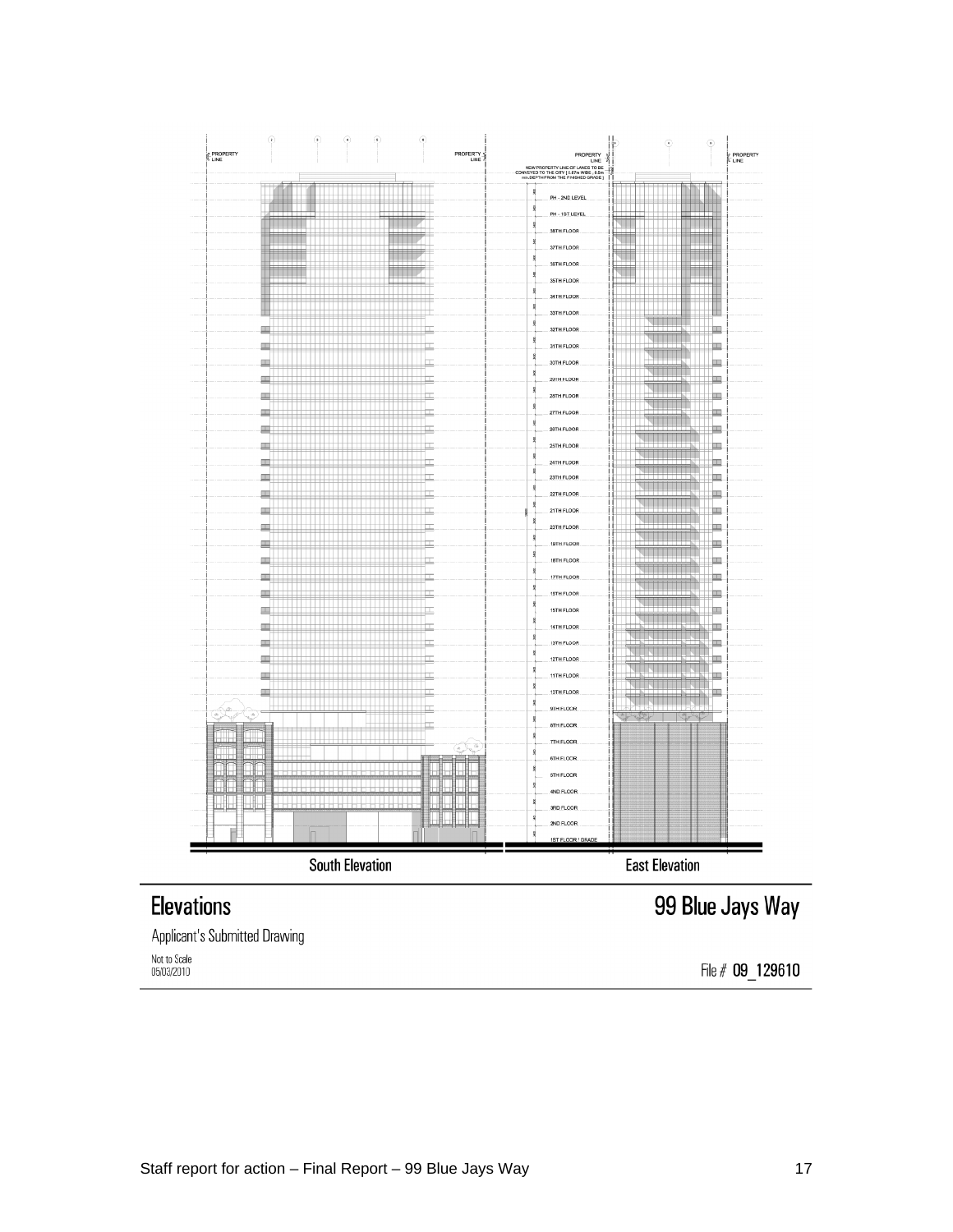South Elevation

East Elevation

# Elevations

# 99 Blue Jays Way

Applicant's Submitted Drawing

Not to Scale
05/03/2010

File # 09_129610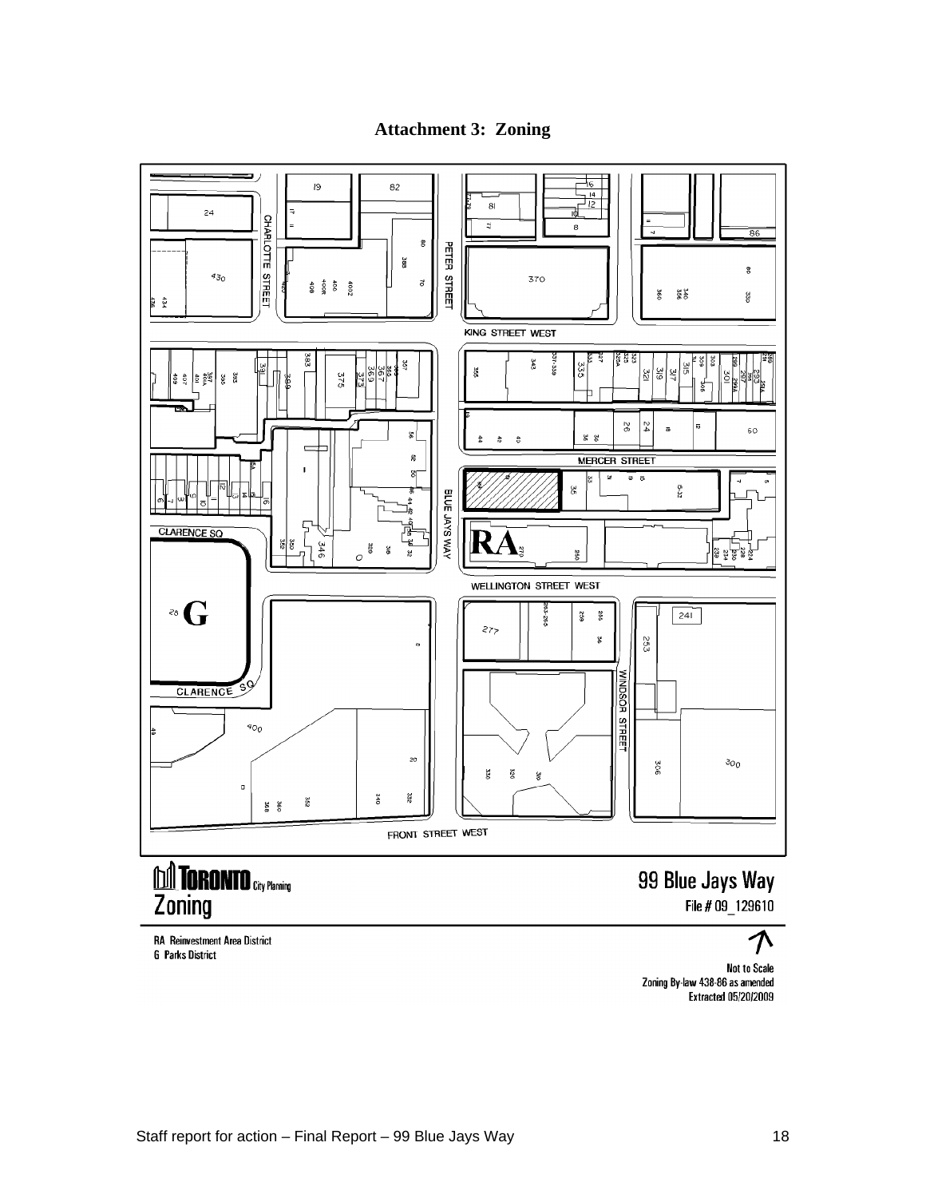# Attachment 3: Zoning

KING STREET WEST

MERCER STREET

BLUE JAYS WAY

PETER STREET

CHARLOTTE STREET

CLARENCE SQ

WELLINGTON STREET WEST

WINDSOR STREET

FRONT STREET WEST

RA

G

**TORONTO** City Planning
Zoning

99 Blue Jays Way
File # 09_129610

RA Reinvestment Area District
G Parks District

Not to Scale
Zoning By-law 438-86 as amended
Extracted 05/20/2009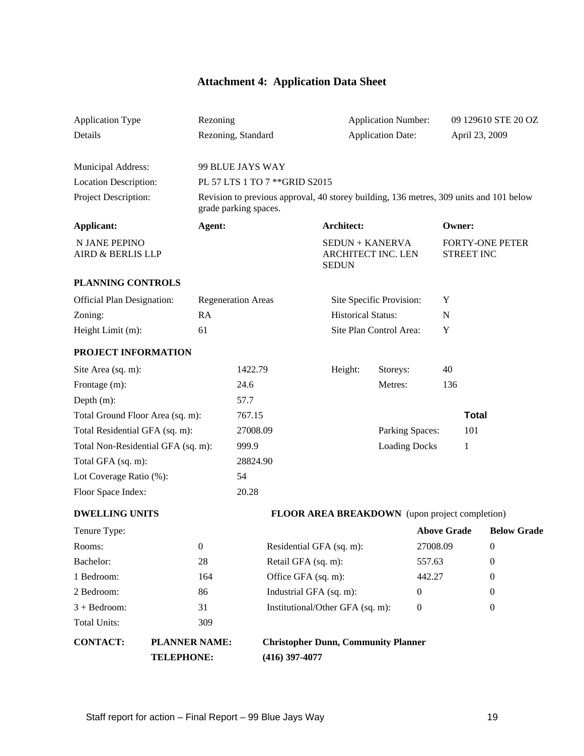# Attachment 4: Application Data Sheet

| | | | |
|---|---|---|---|
| Application Type | Rezoning | Application Number: | 09 129610 STE 20 OZ |
| Details | Rezoning, Standard | Application Date: | April 23, 2009 |

| | |
|---|---|
| Municipal Address: | 99 BLUE JAYS WAY |
| Location Description: | PL 57 LTS 1 TO 7 **GRID S2015 |
| Project Description: | Revision to previous approval, 40 storey building, 136 metres, 309 units and 101 below grade parking spaces. |

| Applicant: | Agent: | Architect: | Owner: |
|---|---|---|---|
| N JANE PEPINO AIRD & BERLIS LLP | | SEDUN + KANERVA ARCHITECT INC. LEN SEDUN | FORTY-ONE PETER STREET INC |

**PLANNING CONTROLS**

| | | | |
|---|---|---|---|
| Official Plan Designation: | Regeneration Areas | Site Specific Provision: | Y |
| Zoning: | RA | Historical Status: | N |
| Height Limit (m): | 61 | Site Plan Control Area: | Y |

**PROJECT INFORMATION**

| | | | | |
|---|---|---|---|---|
| Site Area (sq. m): | 1422.79 | Height: | Storeys: | 40 |
| Frontage (m): | 24.6 | | Metres: | 136 |
| Depth (m): | 57.7 | | | |
| Total Ground Floor Area (sq. m): | 767.15 | | | **Total** |
| Total Residential GFA (sq. m): | 27008.09 | | Parking Spaces: | 101 |
| Total Non-Residential GFA (sq. m): | 999.9 | | Loading Docks | 1 |
| Total GFA (sq. m): | 28824.90 | | | |
| Lot Coverage Ratio (%): | 54 | | | |
| Floor Space Index: | 20.28 | | | |

| **DWELLING UNITS** | | **FLOOR AREA BREAKDOWN** (upon project completion) | | |
|---|---|---|---|---|
| Tenure Type: | | | **Above Grade** | **Below Grade** |
| Rooms: | 0 | Residential GFA (sq. m): | 27008.09 | 0 |
| Bachelor: | 28 | Retail GFA (sq. m): | 557.63 | 0 |
| 1 Bedroom: | 164 | Office GFA (sq. m): | 442.27 | 0 |
| 2 Bedroom: | 86 | Industrial GFA (sq. m): | 0 | 0 |
| 3 + Bedroom: | 31 | Institutional/Other GFA (sq. m): | 0 | 0 |
| Total Units: | 309 | | | |

| | | |
|---|---|---|
| **CONTACT:** | **PLANNER NAME:** | **Christopher Dunn, Community Planner** |
| | **TELEPHONE:** | **(416) 397-4077** |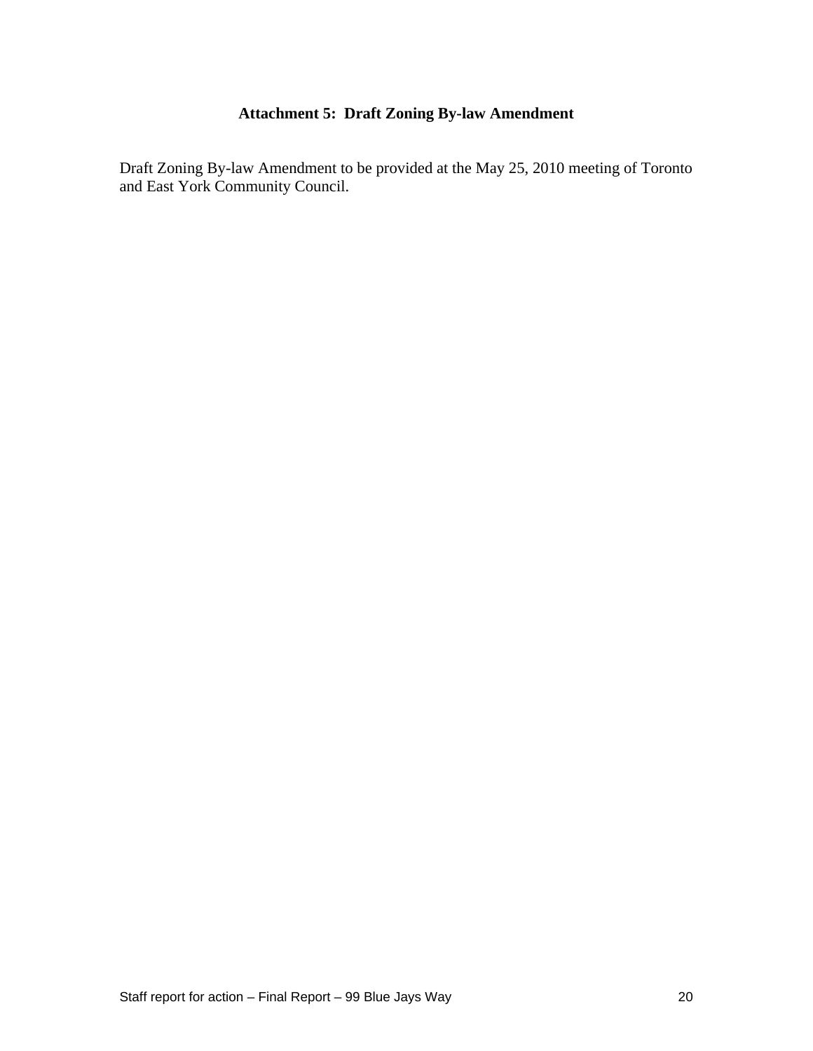# Attachment 5: Draft Zoning By-law Amendment

Draft Zoning By-law Amendment to be provided at the May 25, 2010 meeting of Toronto and East York Community Council.